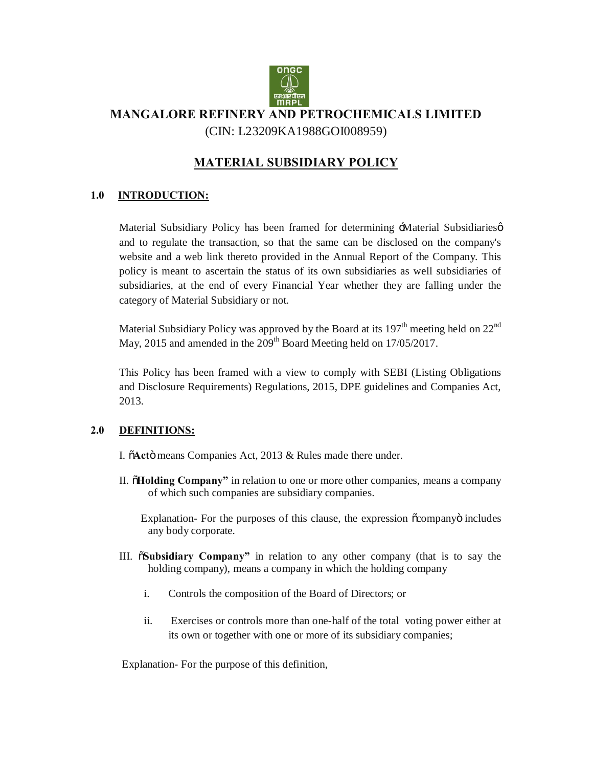# MANGALORE REFINERY AND PETROCHEMICALS LIMITED

(CIN: L23209KA1988GOI008959)

## MATERIAL SUBSIDIARY POLICY

### 1.0 INTRODUCTION:

Material Subsidiary Policy has been framed for determining 'Material Subsidiaries' and to regulate the transaction, so that the same can be disclosed on the company's website and a web link thereto provided in the Annual Report of the Company. This policy is meant to ascertain the status of its own subsidiaries as well subsidiaries of subsidiaries, at the end of every Financial Year whether they are falling under the category of Material Subsidiary or not.

Material Subsidiary Policy was approved by the Board at its 197th meeting held on 22nd May, 2015 and amended in the 209th Board Meeting held on 17/05/2017.

This Policy has been framed with a view to comply with SEBI (Listing Obligations and Disclosure Requirements) Regulations, 2015, DPE guidelines and Companies Act, 2013.

### 2.0 DEFINITIONS:

I. "**Act**" means Companies Act, 2013 & Rules made there under.

II. "**Holding Company**" in relation to one or more other companies, means a company of which such companies are subsidiary companies.

Explanation- For the purposes of this clause, the expression "company" includes any body corporate.

III. "**Subsidiary Company**" in relation to any other company (that is to say the holding company), means a company in which the holding company

i. Controls the composition of the Board of Directors; or

ii. Exercises or controls more than one-half of the total voting power either at its own or together with one or more of its subsidiary companies;

Explanation- For the purpose of this definition,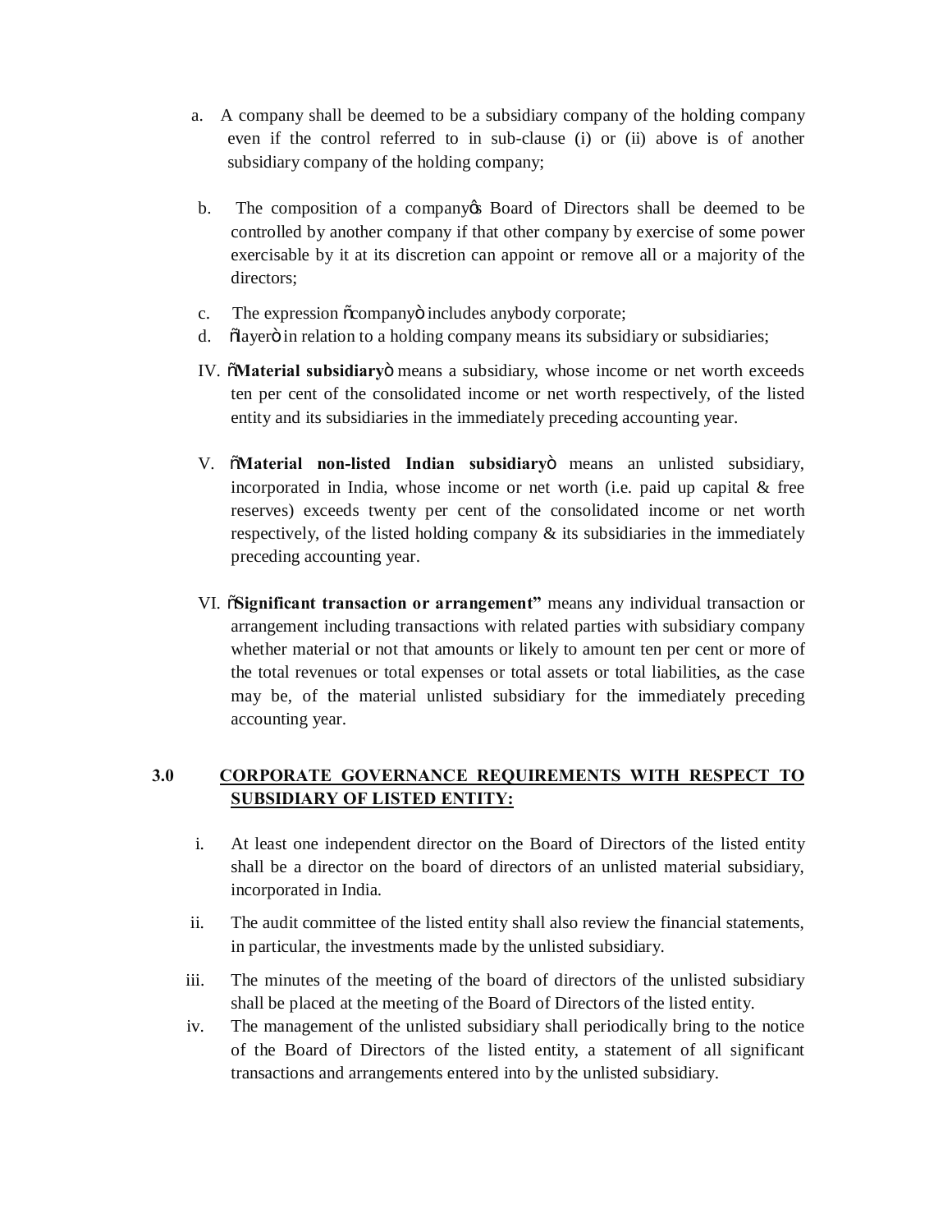a. A company shall be deemed to be a subsidiary company of the holding company even if the control referred to in sub-clause (i) or (ii) above is of another subsidiary company of the holding company;

b. The composition of a companyøs Board of Directors shall be deemed to be controlled by another company if that other company by exercise of some power exercisable by it at its discretion can appoint or remove all or a majority of the directors;

c. The expression õcompanyö includes anybody corporate;

d. õlayerö in relation to a holding company means its subsidiary or subsidiaries;

IV. õ**Material subsidiary**ö means a subsidiary, whose income or net worth exceeds ten per cent of the consolidated income or net worth respectively, of the listed entity and its subsidiaries in the immediately preceding accounting year.

V. õ**Material non-listed Indian subsidiary**ö means an unlisted subsidiary, incorporated in India, whose income or net worth (i.e. paid up capital & free reserves) exceeds twenty per cent of the consolidated income or net worth respectively, of the listed holding company & its subsidiaries in the immediately preceding accounting year.

VI. õ**Significant transaction or arrangement"** means any individual transaction or arrangement including transactions with related parties with subsidiary company whether material or not that amounts or likely to amount ten per cent or more of the total revenues or total expenses or total assets or total liabilities, as the case may be, of the material unlisted subsidiary for the immediately preceding accounting year.

## 3.0 CORPORATE GOVERNANCE REQUIREMENTS WITH RESPECT TO SUBSIDIARY OF LISTED ENTITY:

i. At least one independent director on the Board of Directors of the listed entity shall be a director on the board of directors of an unlisted material subsidiary, incorporated in India.

ii. The audit committee of the listed entity shall also review the financial statements, in particular, the investments made by the unlisted subsidiary.

iii. The minutes of the meeting of the board of directors of the unlisted subsidiary shall be placed at the meeting of the Board of Directors of the listed entity.

iv. The management of the unlisted subsidiary shall periodically bring to the notice of the Board of Directors of the listed entity, a statement of all significant transactions and arrangements entered into by the unlisted subsidiary.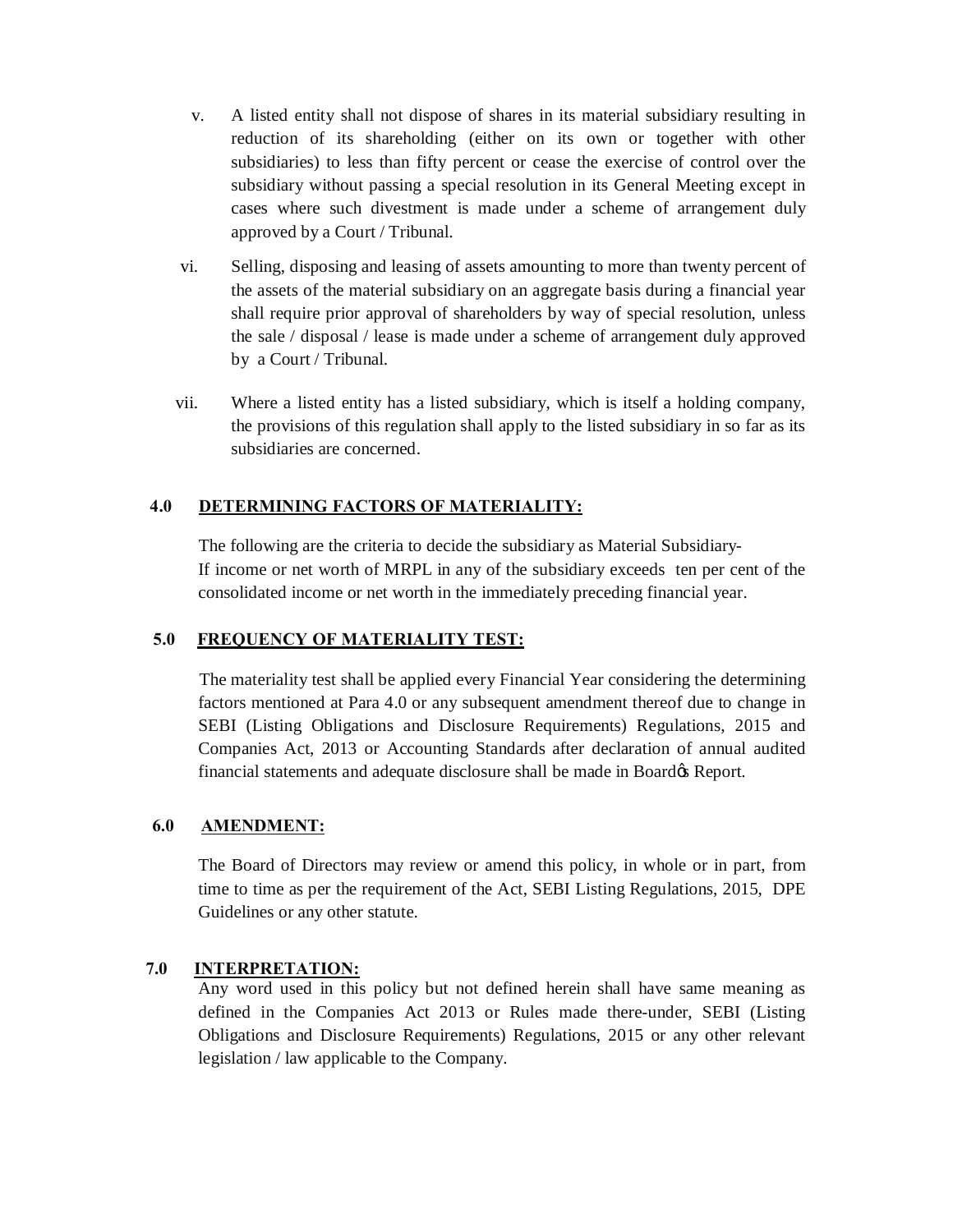v. A listed entity shall not dispose of shares in its material subsidiary resulting in reduction of its shareholding (either on its own or together with other subsidiaries) to less than fifty percent or cease the exercise of control over the subsidiary without passing a special resolution in its General Meeting except in cases where such divestment is made under a scheme of arrangement duly approved by a Court / Tribunal.

vi. Selling, disposing and leasing of assets amounting to more than twenty percent of the assets of the material subsidiary on an aggregate basis during a financial year shall require prior approval of shareholders by way of special resolution, unless the sale / disposal / lease is made under a scheme of arrangement duly approved by a Court / Tribunal.

vii. Where a listed entity has a listed subsidiary, which is itself a holding company, the provisions of this regulation shall apply to the listed subsidiary in so far as its subsidiaries are concerned.

## 4.0 DETERMINING FACTORS OF MATERIALITY:

The following are the criteria to decide the subsidiary as Material Subsidiary-
If income or net worth of MRPL in any of the subsidiary exceeds ten per cent of the consolidated income or net worth in the immediately preceding financial year.

## 5.0 FREQUENCY OF MATERIALITY TEST:

The materiality test shall be applied every Financial Year considering the determining factors mentioned at Para 4.0 or any subsequent amendment thereof due to change in SEBI (Listing Obligations and Disclosure Requirements) Regulations, 2015 and Companies Act, 2013 or Accounting Standards after declaration of annual audited financial statements and adequate disclosure shall be made in Board's Report.

## 6.0 AMENDMENT:

The Board of Directors may review or amend this policy, in whole or in part, from time to time as per the requirement of the Act, SEBI Listing Regulations, 2015, DPE Guidelines or any other statute.

## 7.0 INTERPRETATION:

Any word used in this policy but not defined herein shall have same meaning as defined in the Companies Act 2013 or Rules made there-under, SEBI (Listing Obligations and Disclosure Requirements) Regulations, 2015 or any other relevant legislation / law applicable to the Company.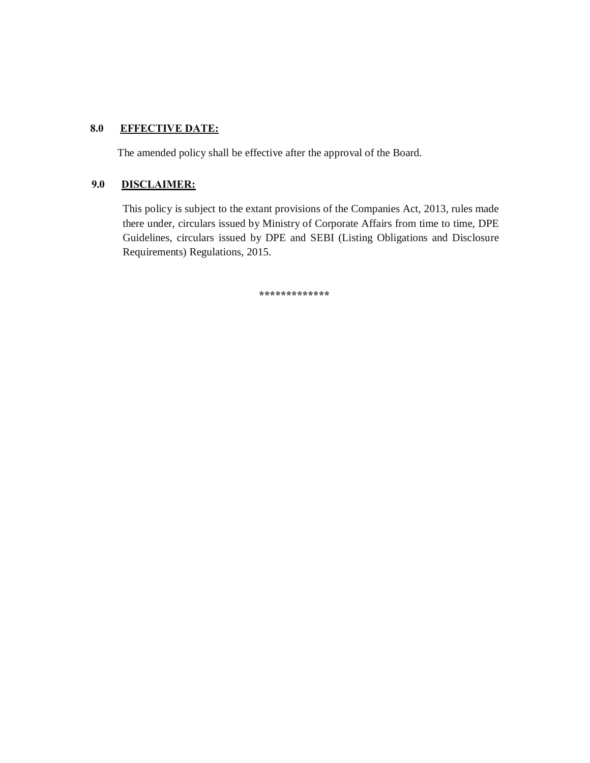## 8.0 EFFECTIVE DATE:

The amended policy shall be effective after the approval of the Board.

## 9.0 DISCLAIMER:

This policy is subject to the extant provisions of the Companies Act, 2013, rules made there under, circulars issued by Ministry of Corporate Affairs from time to time, DPE Guidelines, circulars issued by DPE and SEBI (Listing Obligations and Disclosure Requirements) Regulations, 2015.

*************